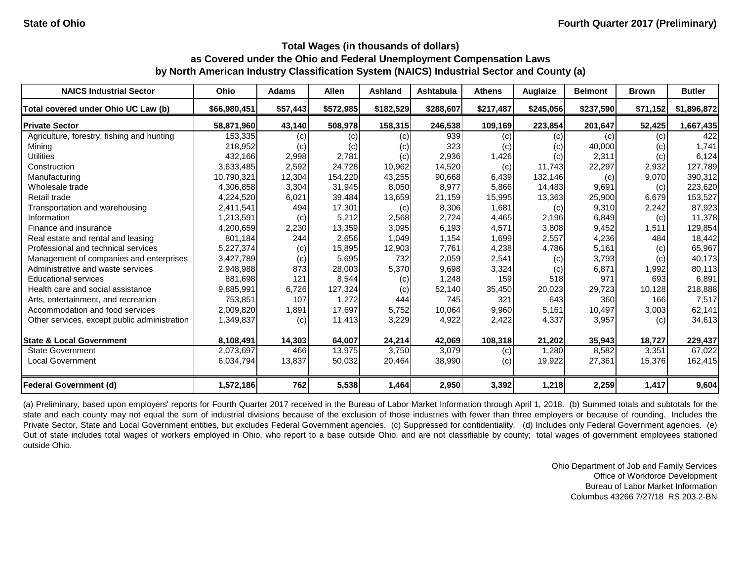State of Ohio | Fourth Quarter 2017 (Preliminary)

### Total Wages (in thousands of dollars)
### as Covered under the Ohio and Federal Unemployment Compensation Laws
### by North American Industry Classification System (NAICS) Industrial Sector and County (a)

| NAICS Industrial Sector | Ohio | Adams | Allen | Ashland | Ashtabula | Athens | Auglaize | Belmont | Brown | Butler |
|---|---|---|---|---|---|---|---|---|---|---|
| **Total covered under Ohio UC Law (b)** | **$66,980,451** | **$57,443** | **$572,985** | **$182,529** | **$288,607** | **$217,487** | **$245,056** | **$237,590** | **$71,152** | **$1,896,872** |
| **Private Sector** | **58,871,960** | **43,140** | **508,978** | **158,315** | **246,538** | **109,169** | **223,854** | **201,647** | **52,425** | **1,667,435** |
| Agriculture, forestry, fishing and hunting | 153,335 | (c) | (c) | (c) | 939 | (c) | (c) | (c) | (c) | 422 |
| Mining | 218,952 | (c) | (c) | (c) | 323 | (c) | (c) | 40,000 | (c) | 1,741 |
| Utilities | 432,166 | 2,998 | 2,781 | (c) | 2,936 | 1,426 | (c) | 2,311 | (c) | 6,124 |
| Construction | 3,633,485 | 2,592 | 24,728 | 10,962 | 14,520 | (c) | 11,743 | 22,297 | 2,932 | 127,789 |
| Manufacturing | 10,790,321 | 12,304 | 154,220 | 43,255 | 90,668 | 6,439 | 132,146 | (c) | 9,070 | 390,312 |
| Wholesale trade | 4,306,858 | 3,304 | 31,945 | 8,050 | 8,977 | 5,866 | 14,483 | 9,691 | (c) | 223,620 |
| Retail trade | 4,224,520 | 6,021 | 39,484 | 13,659 | 21,159 | 15,995 | 13,363 | 25,900 | 6,679 | 153,527 |
| Transportation and warehousing | 2,411,541 | 494 | 17,301 | (c) | 8,306 | 1,681 | (c) | 9,310 | 2,242 | 87,923 |
| Information | 1,213,591 | (c) | 5,212 | 2,568 | 2,724 | 4,465 | 2,196 | 6,849 | (c) | 11,378 |
| Finance and insurance | 4,200,659 | 2,230 | 13,359 | 3,095 | 6,193 | 4,571 | 3,808 | 9,452 | 1,511 | 129,854 |
| Real estate and rental and leasing | 801,184 | 244 | 2,656 | 1,049 | 1,154 | 1,699 | 2,557 | 4,236 | 484 | 18,442 |
| Professional and technical services | 5,227,374 | (c) | 15,895 | 12,903 | 7,761 | 4,238 | 4,786 | 5,161 | (c) | 65,967 |
| Management of companies and enterprises | 3,427,789 | (c) | 5,695 | 732 | 2,059 | 2,541 | (c) | 3,793 | (c) | 40,173 |
| Administrative and waste services | 2,948,988 | 873 | 28,003 | 5,370 | 9,698 | 3,324 | (c) | 6,871 | 1,992 | 80,113 |
| Educational services | 881,698 | 121 | 8,544 | (c) | 1,248 | 159 | 518 | 971 | 693 | 6,891 |
| Health care and social assistance | 9,885,991 | 6,726 | 127,324 | (c) | 52,140 | 35,450 | 20,023 | 29,723 | 10,128 | 218,888 |
| Arts, entertainment, and recreation | 753,851 | 107 | 1,272 | 444 | 745 | 321 | 643 | 360 | 166 | 7,517 |
| Accommodation and food services | 2,009,820 | 1,891 | 17,697 | 5,752 | 10,064 | 9,960 | 5,161 | 10,497 | 3,003 | 62,141 |
| Other services, except public administration | 1,349,837 | (c) | 11,413 | 3,229 | 4,922 | 2,422 | 4,337 | 3,957 | (c) | 34,613 |
| **State & Local Government** | **8,108,491** | **14,303** | **64,007** | **24,214** | **42,069** | **108,318** | **21,202** | **35,943** | **18,727** | **229,437** |
| State Government | 2,073,697 | 466 | 13,975 | 3,750 | 3,079 | (c) | 1,280 | 8,582 | 3,351 | 67,022 |
| Local Government | 6,034,794 | 13,837 | 50,032 | 20,464 | 38,990 | (c) | 19,922 | 27,361 | 15,376 | 162,415 |
| **Federal Government (d)** | **1,572,186** | **762** | **5,538** | **1,464** | **2,950** | **3,392** | **1,218** | **2,259** | **1,417** | **9,604** |

(a) Preliminary, based upon employers' reports for Fourth Quarter 2017 received in the Bureau of Labor Market Information through April 1, 2018. (b) Summed totals and subtotals for the state and each county may not equal the sum of industrial divisions because of the exclusion of those industries with fewer than three employers or because of rounding. Includes the Private Sector, State and Local Government entities, but excludes Federal Government agencies. (c) Suppressed for confidentiality. (d) Includes only Federal Government agencies. (e) Out of state includes total wages of workers employed in Ohio, who report to a base outside Ohio, and are not classifiable by county; total wages of government employees stationed outside Ohio.

Ohio Department of Job and Family Services
Office of Workforce Development
Bureau of Labor Market Information
Columbus 43266 7/27/18 RS 203.2-BN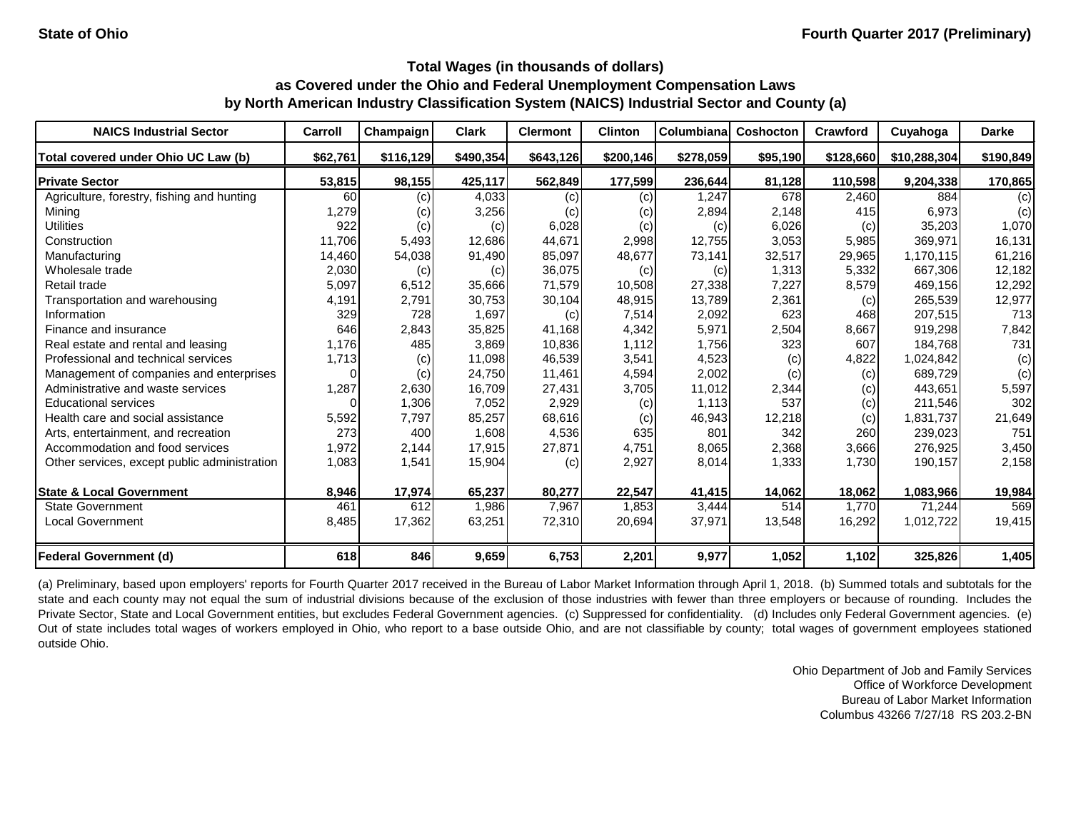State of Ohio | Fourth Quarter 2017 (Preliminary)

### Total Wages (in thousands of dollars)
### as Covered under the Ohio and Federal Unemployment Compensation Laws
### by North American Industry Classification System (NAICS) Industrial Sector and County (a)

| NAICS Industrial Sector | Carroll | Champaign | Clark | Clermont | Clinton | Columbiana | Coshocton | Crawford | Cuyahoga | Darke |
|---|---|---|---|---|---|---|---|---|---|---|
| Total covered under Ohio UC Law (b) | $62,761 | $116,129 | $490,354 | $643,126 | $200,146 | $278,059 | $95,190 | $128,660 | $10,288,304 | $190,849 |
| **Private Sector** | 53,815 | 98,155 | 425,117 | 562,849 | 177,599 | 236,644 | 81,128 | 110,598 | 9,204,338 | 170,865 |
| Agriculture, forestry, fishing and hunting | 60 | (c) | 4,033 | (c) | (c) | 1,247 | 678 | 2,460 | 884 | (c) |
| Mining | 1,279 | (c) | 3,256 | (c) | (c) | 2,894 | 2,148 | 415 | 6,973 | (c) |
| Utilities | 922 | (c) | (c) | 6,028 | (c) | (c) | 6,026 | (c) | 35,203 | 1,070 |
| Construction | 11,706 | 5,493 | 12,686 | 44,671 | 2,998 | 12,755 | 3,053 | 5,985 | 369,971 | 16,131 |
| Manufacturing | 14,460 | 54,038 | 91,490 | 85,097 | 48,677 | 73,141 | 32,517 | 29,965 | 1,170,115 | 61,216 |
| Wholesale trade | 2,030 | (c) | (c) | 36,075 | (c) | (c) | 1,313 | 5,332 | 667,306 | 12,182 |
| Retail trade | 5,097 | 6,512 | 35,666 | 71,579 | 10,508 | 27,338 | 7,227 | 8,579 | 469,156 | 12,292 |
| Transportation and warehousing | 4,191 | 2,791 | 30,753 | 30,104 | 48,915 | 13,789 | 2,361 | (c) | 265,539 | 12,977 |
| Information | 329 | 728 | 1,697 | (c) | 7,514 | 2,092 | 623 | 468 | 207,515 | 713 |
| Finance and insurance | 646 | 2,843 | 35,825 | 41,168 | 4,342 | 5,971 | 2,504 | 8,667 | 919,298 | 7,842 |
| Real estate and rental and leasing | 1,176 | 485 | 3,869 | 10,836 | 1,112 | 1,756 | 323 | 607 | 184,768 | 731 |
| Professional and technical services | 1,713 | (c) | 11,098 | 46,539 | 3,541 | 4,523 | (c) | 4,822 | 1,024,842 | (c) |
| Management of companies and enterprises | 0 | (c) | 24,750 | 11,461 | 4,594 | 2,002 | (c) | (c) | 689,729 | (c) |
| Administrative and waste services | 1,287 | 2,630 | 16,709 | 27,431 | 3,705 | 11,012 | 2,344 | (c) | 443,651 | 5,597 |
| Educational services | 0 | 1,306 | 7,052 | 2,929 | (c) | 1,113 | 537 | (c) | 211,546 | 302 |
| Health care and social assistance | 5,592 | 7,797 | 85,257 | 68,616 | (c) | 46,943 | 12,218 | (c) | 1,831,737 | 21,649 |
| Arts, entertainment, and recreation | 273 | 400 | 1,608 | 4,536 | 635 | 801 | 342 | 260 | 239,023 | 751 |
| Accommodation and food services | 1,972 | 2,144 | 17,915 | 27,871 | 4,751 | 8,065 | 2,368 | 3,666 | 276,925 | 3,450 |
| Other services, except public administration | 1,083 | 1,541 | 15,904 | (c) | 2,927 | 8,014 | 1,333 | 1,730 | 190,157 | 2,158 |
| **State & Local Government** | 8,946 | 17,974 | 65,237 | 80,277 | 22,547 | 41,415 | 14,062 | 18,062 | 1,083,966 | 19,984 |
| State Government | 461 | 612 | 1,986 | 7,967 | 1,853 | 3,444 | 514 | 1,770 | 71,244 | 569 |
| Local Government | 8,485 | 17,362 | 63,251 | 72,310 | 20,694 | 37,971 | 13,548 | 16,292 | 1,012,722 | 19,415 |
| **Federal Government (d)** | 618 | 846 | 9,659 | 6,753 | 2,201 | 9,977 | 1,052 | 1,102 | 325,826 | 1,405 |

(a) Preliminary, based upon employers' reports for Fourth Quarter 2017 received in the Bureau of Labor Market Information through April 1, 2018. (b) Summed totals and subtotals for the state and each county may not equal the sum of industrial divisions because of the exclusion of those industries with fewer than three employers or because of rounding. Includes the Private Sector, State and Local Government entities, but excludes Federal Government agencies. (c) Suppressed for confidentiality. (d) Includes only Federal Government agencies. (e) Out of state includes total wages of workers employed in Ohio, who report to a base outside Ohio, and are not classifiable by county; total wages of government employees stationed outside Ohio.

Ohio Department of Job and Family Services
Office of Workforce Development
Bureau of Labor Market Information
Columbus 43266 7/27/18 RS 203.2-BN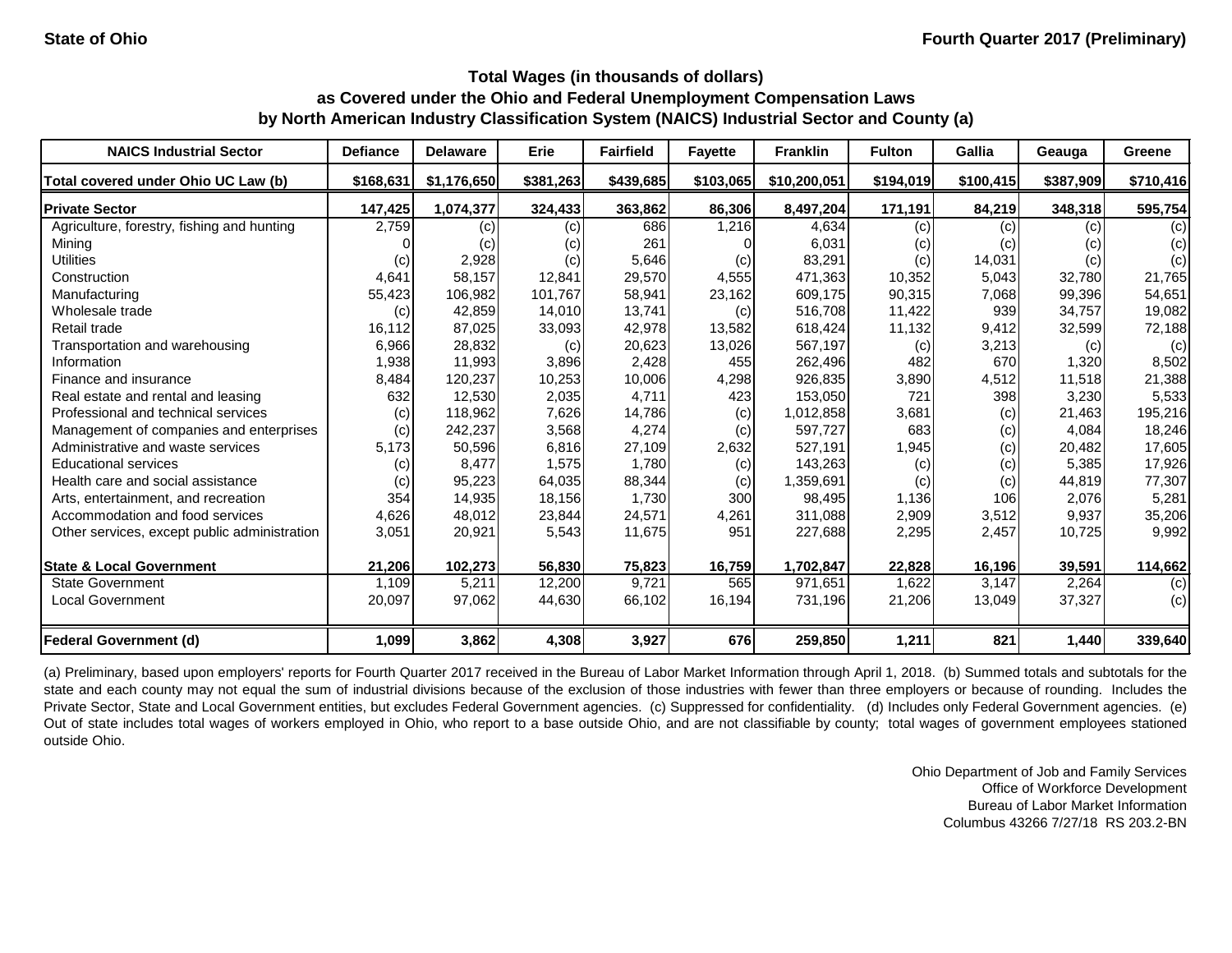State of Ohio

Fourth Quarter 2017 (Preliminary)

## Total Wages (in thousands of dollars) as Covered under the Ohio and Federal Unemployment Compensation Laws by North American Industry Classification System (NAICS) Industrial Sector and County (a)

| NAICS Industrial Sector | Defiance | Delaware | Erie | Fairfield | Fayette | Franklin | Fulton | Gallia | Geauga | Greene |
|---|---|---|---|---|---|---|---|---|---|---|
| Total covered under Ohio UC Law (b) | $168,631 | $1,176,650 | $381,263 | $439,685 | $103,065 | $10,200,051 | $194,019 | $100,415 | $387,909 | $710,416 |
| **Private Sector** | **147,425** | **1,074,377** | **324,433** | **363,862** | **86,306** | **8,497,204** | **171,191** | **84,219** | **348,318** | **595,754** |
| Agriculture, forestry, fishing and hunting | 2,759 | (c) | (c) | 686 | 1,216 | 4,634 | (c) | (c) | (c) | (c) |
| Mining | 0 | (c) | (c) | 261 | 0 | 6,031 | (c) | (c) | (c) | (c) |
| Utilities | (c) | 2,928 | (c) | 5,646 | (c) | 83,291 | (c) | 14,031 | (c) | (c) |
| Construction | 4,641 | 58,157 | 12,841 | 29,570 | 4,555 | 471,363 | 10,352 | 5,043 | 32,780 | 21,765 |
| Manufacturing | 55,423 | 106,982 | 101,767 | 58,941 | 23,162 | 609,175 | 90,315 | 7,068 | 99,396 | 54,651 |
| Wholesale trade | (c) | 42,859 | 14,010 | 13,741 | (c) | 516,708 | 11,422 | 939 | 34,757 | 19,082 |
| Retail trade | 16,112 | 87,025 | 33,093 | 42,978 | 13,582 | 618,424 | 11,132 | 9,412 | 32,599 | 72,188 |
| Transportation and warehousing | 6,966 | 28,832 | (c) | 20,623 | 13,026 | 567,197 | (c) | 3,213 | (c) | (c) |
| Information | 1,938 | 11,993 | 3,896 | 2,428 | 455 | 262,496 | 482 | 670 | 1,320 | 8,502 |
| Finance and insurance | 8,484 | 120,237 | 10,253 | 10,006 | 4,298 | 926,835 | 3,890 | 4,512 | 11,518 | 21,388 |
| Real estate and rental and leasing | 632 | 12,530 | 2,035 | 4,711 | 423 | 153,050 | 721 | 398 | 3,230 | 5,533 |
| Professional and technical services | (c) | 118,962 | 7,626 | 14,786 | (c) | 1,012,858 | 3,681 | (c) | 21,463 | 195,216 |
| Management of companies and enterprises | (c) | 242,237 | 3,568 | 4,274 | (c) | 597,727 | 683 | (c) | 4,084 | 18,246 |
| Administrative and waste services | 5,173 | 50,596 | 6,816 | 27,109 | 2,632 | 527,191 | 1,945 | (c) | 20,482 | 17,605 |
| Educational services | (c) | 8,477 | 1,575 | 1,780 | (c) | 143,263 | (c) | (c) | 5,385 | 17,926 |
| Health care and social assistance | (c) | 95,223 | 64,035 | 88,344 | (c) | 1,359,691 | (c) | (c) | 44,819 | 77,307 |
| Arts, entertainment, and recreation | 354 | 14,935 | 18,156 | 1,730 | 300 | 98,495 | 1,136 | 106 | 2,076 | 5,281 |
| Accommodation and food services | 4,626 | 48,012 | 23,844 | 24,571 | 4,261 | 311,088 | 2,909 | 3,512 | 9,937 | 35,206 |
| Other services, except public administration | 3,051 | 20,921 | 5,543 | 11,675 | 951 | 227,688 | 2,295 | 2,457 | 10,725 | 9,992 |
| **State & Local Government** | **21,206** | **102,273** | **56,830** | **75,823** | **16,759** | **1,702,847** | **22,828** | **16,196** | **39,591** | **114,662** |
| State Government | 1,109 | 5,211 | 12,200 | 9,721 | 565 | 971,651 | 1,622 | 3,147 | 2,264 | (c) |
| Local Government | 20,097 | 97,062 | 44,630 | 66,102 | 16,194 | 731,196 | 21,206 | 13,049 | 37,327 | (c) |
| **Federal Government (d)** | **1,099** | **3,862** | **4,308** | **3,927** | **676** | **259,850** | **1,211** | **821** | **1,440** | **339,640** |

(a) Preliminary, based upon employers' reports for Fourth Quarter 2017 received in the Bureau of Labor Market Information through April 1, 2018. (b) Summed totals and subtotals for the state and each county may not equal the sum of industrial divisions because of the exclusion of those industries with fewer than three employers or because of rounding. Includes the Private Sector, State and Local Government entities, but excludes Federal Government agencies. (c) Suppressed for confidentiality. (d) Includes only Federal Government agencies. (e) Out of state includes total wages of workers employed in Ohio, who report to a base outside Ohio, and are not classifiable by county; total wages of government employees stationed outside Ohio.

Ohio Department of Job and Family Services
Office of Workforce Development
Bureau of Labor Market Information
Columbus 43266 7/27/18 RS 203.2-BN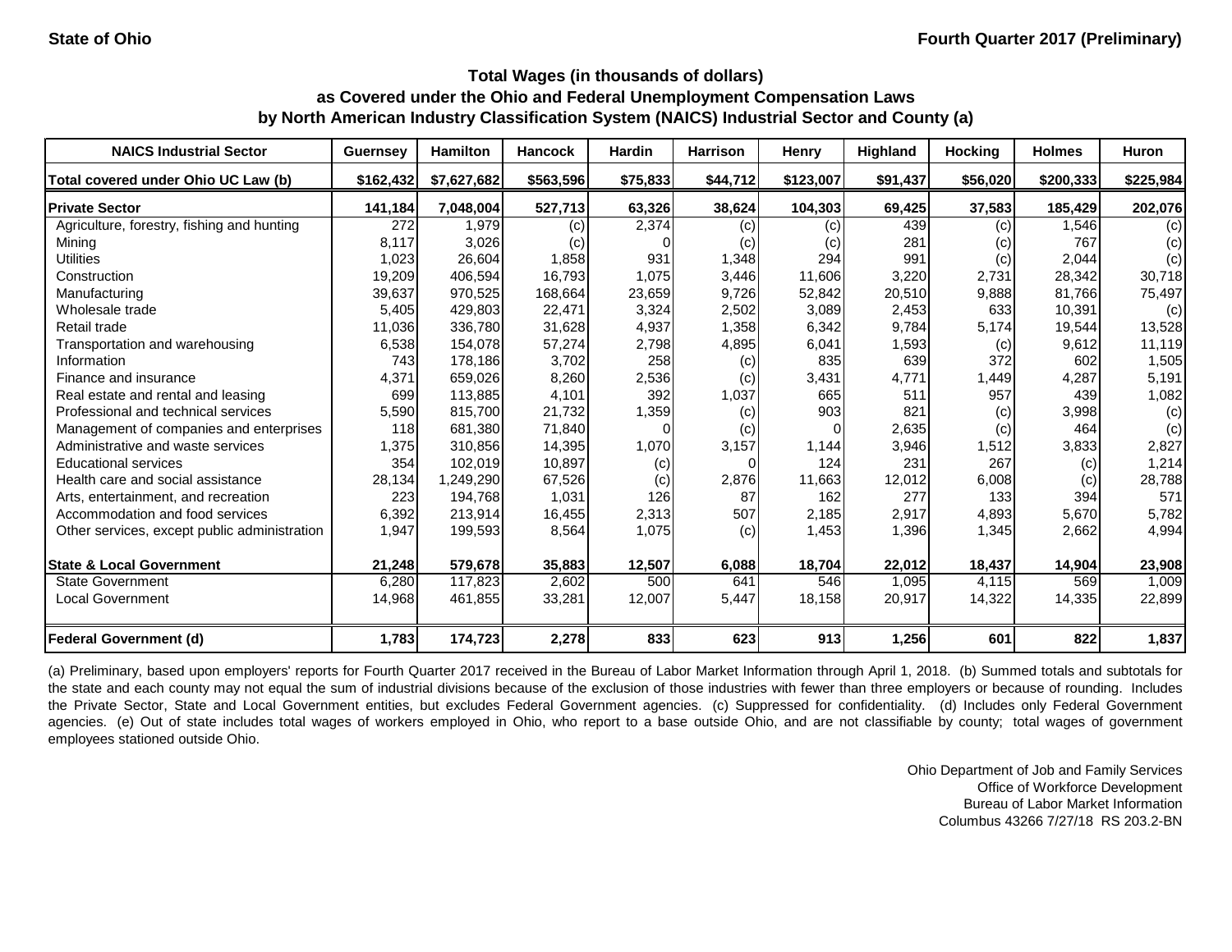State of Ohio

Fourth Quarter 2017 (Preliminary)

### Total Wages (in thousands of dollars)
### as Covered under the Ohio and Federal Unemployment Compensation Laws
### by North American Industry Classification System (NAICS) Industrial Sector and County (a)

| NAICS Industrial Sector | Guernsey | Hamilton | Hancock | Hardin | Harrison | Henry | Highland | Hocking | Holmes | Huron |
|---|---|---|---|---|---|---|---|---|---|---|
| Total covered under Ohio UC Law (b) | $162,432 | $7,627,682 | $563,596 | $75,833 | $44,712 | $123,007 | $91,437 | $56,020 | $200,333 | $225,984 |
| **Private Sector** | **141,184** | **7,048,004** | **527,713** | **63,326** | **38,624** | **104,303** | **69,425** | **37,583** | **185,429** | **202,076** |
| Agriculture, forestry, fishing and hunting | 272 | 1,979 | (c) | 2,374 | (c) | (c) | 439 | (c) | 1,546 | (c) |
| Mining | 8,117 | 3,026 | (c) | 0 | (c) | (c) | 281 | (c) | 767 | (c) |
| Utilities | 1,023 | 26,604 | 1,858 | 931 | 1,348 | 294 | 991 | (c) | 2,044 | (c) |
| Construction | 19,209 | 406,594 | 16,793 | 1,075 | 3,446 | 11,606 | 3,220 | 2,731 | 28,342 | 30,718 |
| Manufacturing | 39,637 | 970,525 | 168,664 | 23,659 | 9,726 | 52,842 | 20,510 | 9,888 | 81,766 | 75,497 |
| Wholesale trade | 5,405 | 429,803 | 22,471 | 3,324 | 2,502 | 3,089 | 2,453 | 633 | 10,391 | (c) |
| Retail trade | 11,036 | 336,780 | 31,628 | 4,937 | 1,358 | 6,342 | 9,784 | 5,174 | 19,544 | 13,528 |
| Transportation and warehousing | 6,538 | 154,078 | 57,274 | 2,798 | 4,895 | 6,041 | 1,593 | (c) | 9,612 | 11,119 |
| Information | 743 | 178,186 | 3,702 | 258 | (c) | 835 | 639 | 372 | 602 | 1,505 |
| Finance and insurance | 4,371 | 659,026 | 8,260 | 2,536 | (c) | 3,431 | 4,771 | 1,449 | 4,287 | 5,191 |
| Real estate and rental and leasing | 699 | 113,885 | 4,101 | 392 | 1,037 | 665 | 511 | 957 | 439 | 1,082 |
| Professional and technical services | 5,590 | 815,700 | 21,732 | 1,359 | (c) | 903 | 821 | (c) | 3,998 | (c) |
| Management of companies and enterprises | 118 | 681,380 | 71,840 | 0 | (c) | 0 | 2,635 | (c) | 464 | (c) |
| Administrative and waste services | 1,375 | 310,856 | 14,395 | 1,070 | 3,157 | 1,144 | 3,946 | 1,512 | 3,833 | 2,827 |
| Educational services | 354 | 102,019 | 10,897 | (c) | 0 | 124 | 231 | 267 | (c) | 1,214 |
| Health care and social assistance | 28,134 | 1,249,290 | 67,526 | (c) | 2,876 | 11,663 | 12,012 | 6,008 | (c) | 28,788 |
| Arts, entertainment, and recreation | 223 | 194,768 | 1,031 | 126 | 87 | 162 | 277 | 133 | 394 | 571 |
| Accommodation and food services | 6,392 | 213,914 | 16,455 | 2,313 | 507 | 2,185 | 2,917 | 4,893 | 5,670 | 5,782 |
| Other services, except public administration | 1,947 | 199,593 | 8,564 | 1,075 | (c) | 1,453 | 1,396 | 1,345 | 2,662 | 4,994 |
| **State & Local Government** | **21,248** | **579,678** | **35,883** | **12,507** | **6,088** | **18,704** | **22,012** | **18,437** | **14,904** | **23,908** |
| State Government | 6,280 | 117,823 | 2,602 | 500 | 641 | 546 | 1,095 | 4,115 | 569 | 1,009 |
| Local Government | 14,968 | 461,855 | 33,281 | 12,007 | 5,447 | 18,158 | 20,917 | 14,322 | 14,335 | 22,899 |
| **Federal Government (d)** | **1,783** | **174,723** | **2,278** | **833** | **623** | **913** | **1,256** | **601** | **822** | **1,837** |

(a) Preliminary, based upon employers' reports for Fourth Quarter 2017 received in the Bureau of Labor Market Information through April 1, 2018. (b) Summed totals and subtotals for the state and each county may not equal the sum of industrial divisions because of the exclusion of those industries with fewer than three employers or because of rounding. Includes the Private Sector, State and Local Government entities, but excludes Federal Government agencies. (c) Suppressed for confidentiality. (d) Includes only Federal Government agencies. (e) Out of state includes total wages of workers employed in Ohio, who report to a base outside Ohio, and are not classifiable by county; total wages of government employees stationed outside Ohio.

Ohio Department of Job and Family Services
Office of Workforce Development
Bureau of Labor Market Information
Columbus 43266 7/27/18 RS 203.2-BN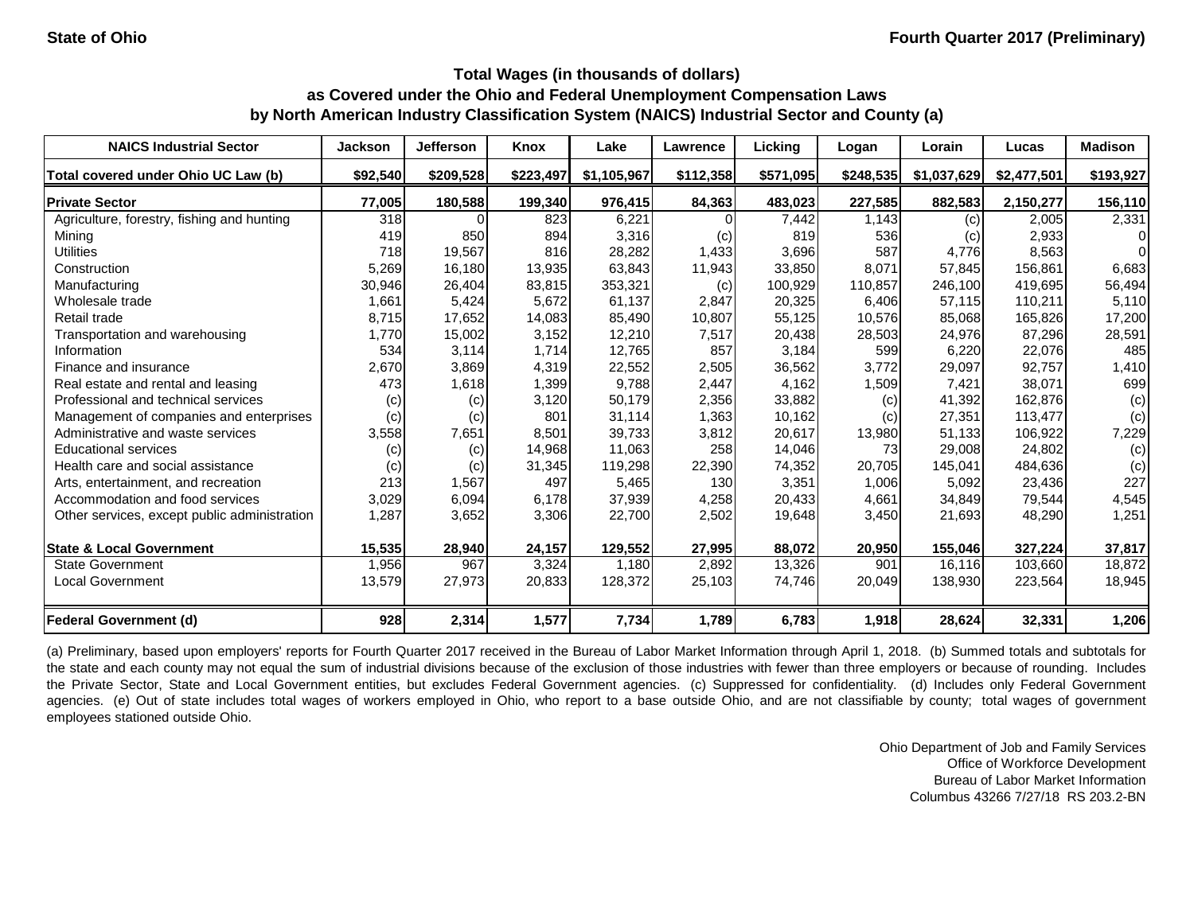**State of Ohio** **Fourth Quarter 2017 (Preliminary)**

## Total Wages (in thousands of dollars) as Covered under the Ohio and Federal Unemployment Compensation Laws by North American Industry Classification System (NAICS) Industrial Sector and County (a)

| NAICS Industrial Sector | Jackson | Jefferson | Knox | Lake | Lawrence | Licking | Logan | Lorain | Lucas | Madison |
|---|---|---|---|---|---|---|---|---|---|---|
| **Total covered under Ohio UC Law (b)** | **$92,540** | **$209,528** | **$223,497** | **$1,105,967** | **$112,358** | **$571,095** | **$248,535** | **$1,037,629** | **$2,477,501** | **$193,927** |
| **Private Sector** | **77,005** | **180,588** | **199,340** | **976,415** | **84,363** | **483,023** | **227,585** | **882,583** | **2,150,277** | **156,110** |
| Agriculture, forestry, fishing and hunting | 318 | 0 | 823 | 6,221 | 0 | 7,442 | 1,143 | (c) | 2,005 | 2,331 |
| Mining | 419 | 850 | 894 | 3,316 | (c) | 819 | 536 | (c) | 2,933 | 0 |
| Utilities | 718 | 19,567 | 816 | 28,282 | 1,433 | 3,696 | 587 | 4,776 | 8,563 | 0 |
| Construction | 5,269 | 16,180 | 13,935 | 63,843 | 11,943 | 33,850 | 8,071 | 57,845 | 156,861 | 6,683 |
| Manufacturing | 30,946 | 26,404 | 83,815 | 353,321 | (c) | 100,929 | 110,857 | 246,100 | 419,695 | 56,494 |
| Wholesale trade | 1,661 | 5,424 | 5,672 | 61,137 | 2,847 | 20,325 | 6,406 | 57,115 | 110,211 | 5,110 |
| Retail trade | 8,715 | 17,652 | 14,083 | 85,490 | 10,807 | 55,125 | 10,576 | 85,068 | 165,826 | 17,200 |
| Transportation and warehousing | 1,770 | 15,002 | 3,152 | 12,210 | 7,517 | 20,438 | 28,503 | 24,976 | 87,296 | 28,591 |
| Information | 534 | 3,114 | 1,714 | 12,765 | 857 | 3,184 | 599 | 6,220 | 22,076 | 485 |
| Finance and insurance | 2,670 | 3,869 | 4,319 | 22,552 | 2,505 | 36,562 | 3,772 | 29,097 | 92,757 | 1,410 |
| Real estate and rental and leasing | 473 | 1,618 | 1,399 | 9,788 | 2,447 | 4,162 | 1,509 | 7,421 | 38,071 | 699 |
| Professional and technical services | (c) | (c) | 3,120 | 50,179 | 2,356 | 33,882 | (c) | 41,392 | 162,876 | (c) |
| Management of companies and enterprises | (c) | (c) | 801 | 31,114 | 1,363 | 10,162 | (c) | 27,351 | 113,477 | (c) |
| Administrative and waste services | 3,558 | 7,651 | 8,501 | 39,733 | 3,812 | 20,617 | 13,980 | 51,133 | 106,922 | 7,229 |
| Educational services | (c) | (c) | 14,968 | 11,063 | 258 | 14,046 | 73 | 29,008 | 24,802 | (c) |
| Health care and social assistance | (c) | (c) | 31,345 | 119,298 | 22,390 | 74,352 | 20,705 | 145,041 | 484,636 | (c) |
| Arts, entertainment, and recreation | 213 | 1,567 | 497 | 5,465 | 130 | 3,351 | 1,006 | 5,092 | 23,436 | 227 |
| Accommodation and food services | 3,029 | 6,094 | 6,178 | 37,939 | 4,258 | 20,433 | 4,661 | 34,849 | 79,544 | 4,545 |
| Other services, except public administration | 1,287 | 3,652 | 3,306 | 22,700 | 2,502 | 19,648 | 3,450 | 21,693 | 48,290 | 1,251 |
| **State & Local Government** | **15,535** | **28,940** | **24,157** | **129,552** | **27,995** | **88,072** | **20,950** | **155,046** | **327,224** | **37,817** |
| State Government | 1,956 | 967 | 3,324 | 1,180 | 2,892 | 13,326 | 901 | 16,116 | 103,660 | 18,872 |
| Local Government | 13,579 | 27,973 | 20,833 | 128,372 | 25,103 | 74,746 | 20,049 | 138,930 | 223,564 | 18,945 |
| **Federal Government (d)** | **928** | **2,314** | **1,577** | **7,734** | **1,789** | **6,783** | **1,918** | **28,624** | **32,331** | **1,206** |

(a) Preliminary, based upon employers' reports for Fourth Quarter 2017 received in the Bureau of Labor Market Information through April 1, 2018. (b) Summed totals and subtotals for the state and each county may not equal the sum of industrial divisions because of the exclusion of those industries with fewer than three employers or because of rounding. Includes the Private Sector, State and Local Government entities, but excludes Federal Government agencies. (c) Suppressed for confidentiality. (d) Includes only Federal Government agencies. (e) Out of state includes total wages of workers employed in Ohio, who report to a base outside Ohio, and are not classifiable by county; total wages of government employees stationed outside Ohio.

Ohio Department of Job and Family Services
Office of Workforce Development
Bureau of Labor Market Information
Columbus 43266 7/27/18 RS 203.2-BN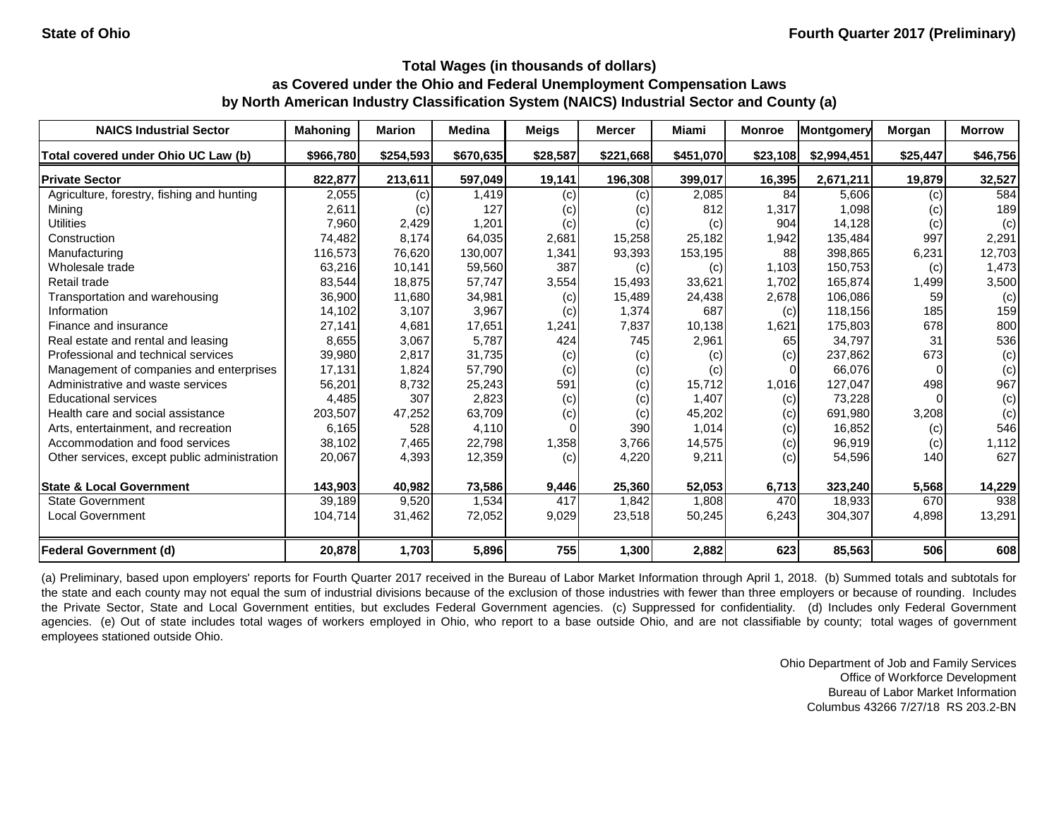**State of Ohio** | **Fourth Quarter 2017 (Preliminary)**

### Total Wages (in thousands of dollars)
### as Covered under the Ohio and Federal Unemployment Compensation Laws
### by North American Industry Classification System (NAICS) Industrial Sector and County (a)

| NAICS Industrial Sector | Mahoning | Marion | Medina | Meigs | Mercer | Miami | Monroe | Montgomery | Morgan | Morrow |
|---|---|---|---|---|---|---|---|---|---|---|
| Total covered under Ohio UC Law (b) | $966,780 | $254,593 | $670,635 | $28,587 | $221,668 | $451,070 | $23,108 | $2,994,451 | $25,447 | $46,756 |
| **Private Sector** | **822,877** | **213,611** | **597,049** | **19,141** | **196,308** | **399,017** | **16,395** | **2,671,211** | **19,879** | **32,527** |
| Agriculture, forestry, fishing and hunting | 2,055 | (c) | 1,419 | (c) | (c) | 2,085 | 84 | 5,606 | (c) | 584 |
| Mining | 2,611 | (c) | 127 | (c) | (c) | 812 | 1,317 | 1,098 | (c) | 189 |
| Utilities | 7,960 | 2,429 | 1,201 | (c) | (c) | (c) | 904 | 14,128 | (c) | (c) |
| Construction | 74,482 | 8,174 | 64,035 | 2,681 | 15,258 | 25,182 | 1,942 | 135,484 | 997 | 2,291 |
| Manufacturing | 116,573 | 76,620 | 130,007 | 1,341 | 93,393 | 153,195 | 88 | 398,865 | 6,231 | 12,703 |
| Wholesale trade | 63,216 | 10,141 | 59,560 | 387 | (c) | (c) | 1,103 | 150,753 | (c) | 1,473 |
| Retail trade | 83,544 | 18,875 | 57,747 | 3,554 | 15,493 | 33,621 | 1,702 | 165,874 | 1,499 | 3,500 |
| Transportation and warehousing | 36,900 | 11,680 | 34,981 | (c) | 15,489 | 24,438 | 2,678 | 106,086 | 59 | (c) |
| Information | 14,102 | 3,107 | 3,967 | (c) | 1,374 | 687 | (c) | 118,156 | 185 | 159 |
| Finance and insurance | 27,141 | 4,681 | 17,651 | 1,241 | 7,837 | 10,138 | 1,621 | 175,803 | 678 | 800 |
| Real estate and rental and leasing | 8,655 | 3,067 | 5,787 | 424 | 745 | 2,961 | 65 | 34,797 | 31 | 536 |
| Professional and technical services | 39,980 | 2,817 | 31,735 | (c) | (c) | (c) | (c) | 237,862 | 673 | (c) |
| Management of companies and enterprises | 17,131 | 1,824 | 57,790 | (c) | (c) | (c) | 0 | 66,076 | 0 | (c) |
| Administrative and waste services | 56,201 | 8,732 | 25,243 | 591 | (c) | 15,712 | 1,016 | 127,047 | 498 | 967 |
| Educational services | 4,485 | 307 | 2,823 | (c) | (c) | 1,407 | (c) | 73,228 | 0 | (c) |
| Health care and social assistance | 203,507 | 47,252 | 63,709 | (c) | (c) | 45,202 | (c) | 691,980 | 3,208 | (c) |
| Arts, entertainment, and recreation | 6,165 | 528 | 4,110 | 0 | 390 | 1,014 | (c) | 16,852 | (c) | 546 |
| Accommodation and food services | 38,102 | 7,465 | 22,798 | 1,358 | 3,766 | 14,575 | (c) | 96,919 | (c) | 1,112 |
| Other services, except public administration | 20,067 | 4,393 | 12,359 | (c) | 4,220 | 9,211 | (c) | 54,596 | 140 | 627 |
| **State & Local Government** | **143,903** | **40,982** | **73,586** | **9,446** | **25,360** | **52,053** | **6,713** | **323,240** | **5,568** | **14,229** |
| State Government | 39,189 | 9,520 | 1,534 | 417 | 1,842 | 1,808 | 470 | 18,933 | 670 | 938 |
| Local Government | 104,714 | 31,462 | 72,052 | 9,029 | 23,518 | 50,245 | 6,243 | 304,307 | 4,898 | 13,291 |
| **Federal Government (d)** | **20,878** | **1,703** | **5,896** | **755** | **1,300** | **2,882** | **623** | **85,563** | **506** | **608** |

(a) Preliminary, based upon employers' reports for Fourth Quarter 2017 received in the Bureau of Labor Market Information through April 1, 2018. (b) Summed totals and subtotals for the state and each county may not equal the sum of industrial divisions because of the exclusion of those industries with fewer than three employers or because of rounding. Includes the Private Sector, State and Local Government entities, but excludes Federal Government agencies. (c) Suppressed for confidentiality. (d) Includes only Federal Government agencies. (e) Out of state includes total wages of workers employed in Ohio, who report to a base outside Ohio, and are not classifiable by county; total wages of government employees stationed outside Ohio.

Ohio Department of Job and Family Services
Office of Workforce Development
Bureau of Labor Market Information
Columbus 43266 7/27/18 RS 203.2-BN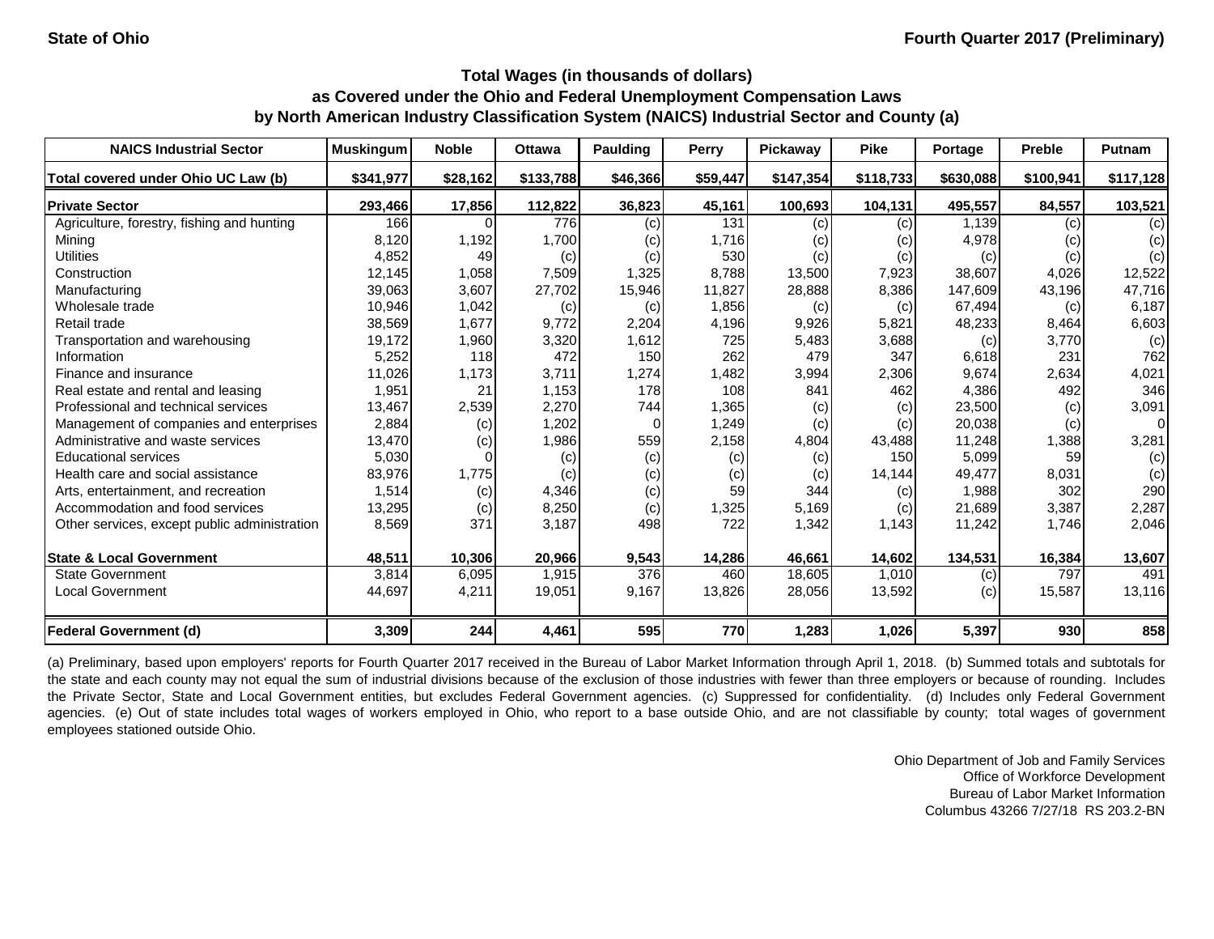State of Ohio

Fourth Quarter 2017 (Preliminary)

**Total Wages (in thousands of dollars)**
**as Covered under the Ohio and Federal Unemployment Compensation Laws**
**by North American Industry Classification System (NAICS) Industrial Sector and County (a)**

| NAICS Industrial Sector | Muskingum | Noble | Ottawa | Paulding | Perry | Pickaway | Pike | Portage | Preble | Putnam |
|---|---|---|---|---|---|---|---|---|---|---|
| Total covered under Ohio UC Law (b) | $341,977 | $28,162 | $133,788 | $46,366 | $59,447 | $147,354 | $118,733 | $630,088 | $100,941 | $117,128 |
| **Private Sector** | **293,466** | **17,856** | **112,822** | **36,823** | **45,161** | **100,693** | **104,131** | **495,557** | **84,557** | **103,521** |
| Agriculture, forestry, fishing and hunting | 166 | 0 | 776 | (c) | 131 | (c) | (c) | 1,139 | (c) | (c) |
| Mining | 8,120 | 1,192 | 1,700 | (c) | 1,716 | (c) | (c) | 4,978 | (c) | (c) |
| Utilities | 4,852 | 49 | (c) | (c) | 530 | (c) | (c) | (c) | (c) | (c) |
| Construction | 12,145 | 1,058 | 7,509 | 1,325 | 8,788 | 13,500 | 7,923 | 38,607 | 4,026 | 12,522 |
| Manufacturing | 39,063 | 3,607 | 27,702 | 15,946 | 11,827 | 28,888 | 8,386 | 147,609 | 43,196 | 47,716 |
| Wholesale trade | 10,946 | 1,042 | (c) | (c) | 1,856 | (c) | (c) | 67,494 | (c) | 6,187 |
| Retail trade | 38,569 | 1,677 | 9,772 | 2,204 | 4,196 | 9,926 | 5,821 | 48,233 | 8,464 | 6,603 |
| Transportation and warehousing | 19,172 | 1,960 | 3,320 | 1,612 | 725 | 5,483 | 3,688 | (c) | 3,770 | (c) |
| Information | 5,252 | 118 | 472 | 150 | 262 | 479 | 347 | 6,618 | 231 | 762 |
| Finance and insurance | 11,026 | 1,173 | 3,711 | 1,274 | 1,482 | 3,994 | 2,306 | 9,674 | 2,634 | 4,021 |
| Real estate and rental and leasing | 1,951 | 21 | 1,153 | 178 | 108 | 841 | 462 | 4,386 | 492 | 346 |
| Professional and technical services | 13,467 | 2,539 | 2,270 | 744 | 1,365 | (c) | (c) | 23,500 | (c) | 3,091 |
| Management of companies and enterprises | 2,884 | (c) | 1,202 | 0 | 1,249 | (c) | (c) | 20,038 | (c) | 0 |
| Administrative and waste services | 13,470 | (c) | 1,986 | 559 | 2,158 | 4,804 | 43,488 | 11,248 | 1,388 | 3,281 |
| Educational services | 5,030 | 0 | (c) | (c) | (c) | (c) | 150 | 5,099 | 59 | (c) |
| Health care and social assistance | 83,976 | 1,775 | (c) | (c) | (c) | (c) | 14,144 | 49,477 | 8,031 | (c) |
| Arts, entertainment, and recreation | 1,514 | (c) | 4,346 | (c) | 59 | 344 | (c) | 1,988 | 302 | 290 |
| Accommodation and food services | 13,295 | (c) | 8,250 | (c) | 1,325 | 5,169 | (c) | 21,689 | 3,387 | 2,287 |
| Other services, except public administration | 8,569 | 371 | 3,187 | 498 | 722 | 1,342 | 1,143 | 11,242 | 1,746 | 2,046 |
| **State & Local Government** | **48,511** | **10,306** | **20,966** | **9,543** | **14,286** | **46,661** | **14,602** | **134,531** | **16,384** | **13,607** |
| State Government | 3,814 | 6,095 | 1,915 | 376 | 460 | 18,605 | 1,010 | (c) | 797 | 491 |
| Local Government | 44,697 | 4,211 | 19,051 | 9,167 | 13,826 | 28,056 | 13,592 | (c) | 15,587 | 13,116 |
| **Federal Government (d)** | **3,309** | **244** | **4,461** | **595** | **770** | **1,283** | **1,026** | **5,397** | **930** | **858** |

(a) Preliminary, based upon employers' reports for Fourth Quarter 2017 received in the Bureau of Labor Market Information through April 1, 2018. (b) Summed totals and subtotals for the state and each county may not equal the sum of industrial divisions because of the exclusion of those industries with fewer than three employers or because of rounding. Includes the Private Sector, State and Local Government entities, but excludes Federal Government agencies. (c) Suppressed for confidentiality. (d) Includes only Federal Government agencies. (e) Out of state includes total wages of workers employed in Ohio, who report to a base outside Ohio, and are not classifiable by county; total wages of government employees stationed outside Ohio.

Ohio Department of Job and Family Services
Office of Workforce Development
Bureau of Labor Market Information
Columbus 43266 7/27/18 RS 203.2-BN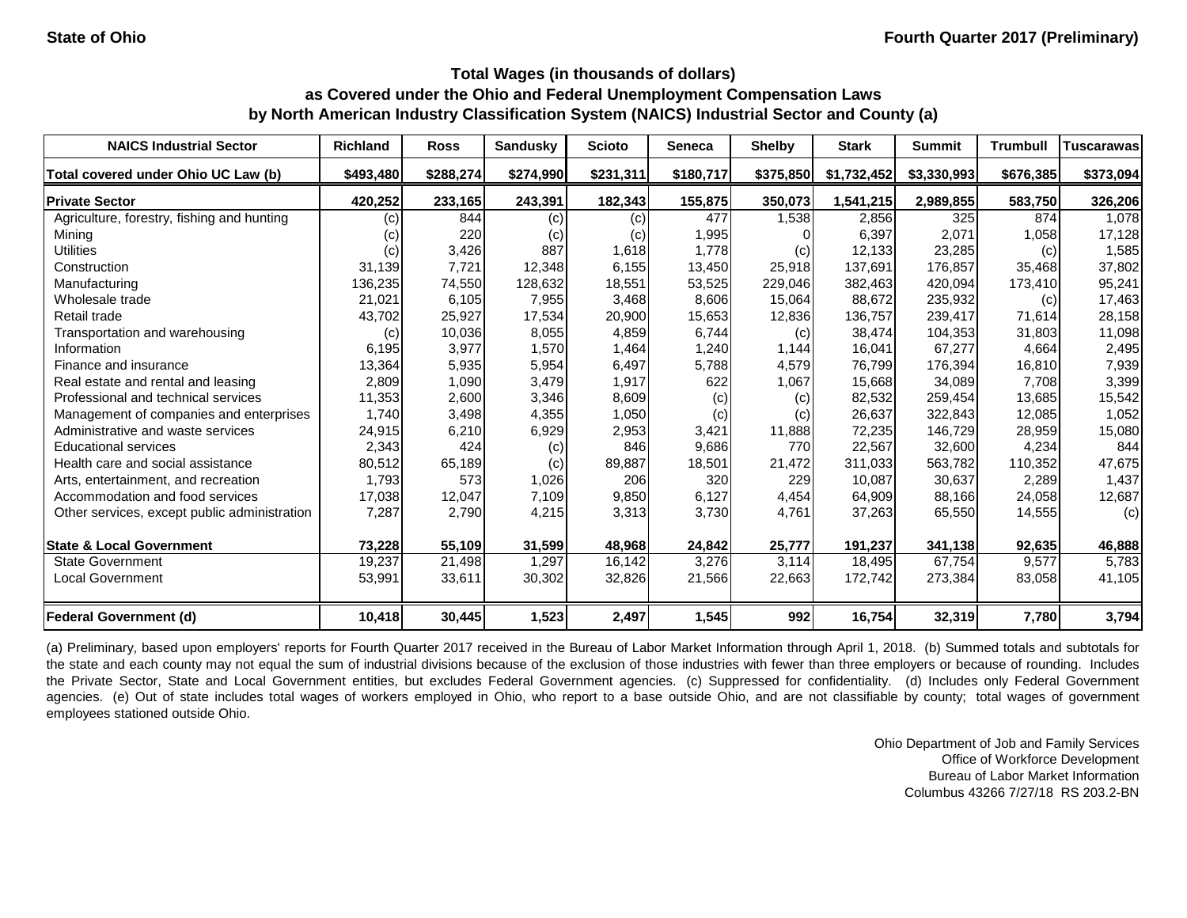State of Ohio | Fourth Quarter 2017 (Preliminary)

### Total Wages (in thousands of dollars) as Covered under the Ohio and Federal Unemployment Compensation Laws by North American Industry Classification System (NAICS) Industrial Sector and County (a)

| NAICS Industrial Sector | Richland | Ross | Sandusky | Scioto | Seneca | Shelby | Stark | Summit | Trumbull | Tuscarawas |
|---|---|---|---|---|---|---|---|---|---|---|
| Total covered under Ohio UC Law (b) | $493,480 | $288,274 | $274,990 | $231,311 | $180,717 | $375,850 | $1,732,452 | $3,330,993 | $676,385 | $373,094 |
| **Private Sector** | 420,252 | 233,165 | 243,391 | 182,343 | 155,875 | 350,073 | 1,541,215 | 2,989,855 | 583,750 | 326,206 |
| Agriculture, forestry, fishing and hunting | (c) | 844 | (c) | (c) | 477 | 1,538 | 2,856 | 325 | 874 | 1,078 |
| Mining | (c) | 220 | (c) | (c) | 1,995 | 0 | 6,397 | 2,071 | 1,058 | 17,128 |
| Utilities | (c) | 3,426 | 887 | 1,618 | 1,778 | (c) | 12,133 | 23,285 | (c) | 1,585 |
| Construction | 31,139 | 7,721 | 12,348 | 6,155 | 13,450 | 25,918 | 137,691 | 176,857 | 35,468 | 37,802 |
| Manufacturing | 136,235 | 74,550 | 128,632 | 18,551 | 53,525 | 229,046 | 382,463 | 420,094 | 173,410 | 95,241 |
| Wholesale trade | 21,021 | 6,105 | 7,955 | 3,468 | 8,606 | 15,064 | 88,672 | 235,932 | (c) | 17,463 |
| Retail trade | 43,702 | 25,927 | 17,534 | 20,900 | 15,653 | 12,836 | 136,757 | 239,417 | 71,614 | 28,158 |
| Transportation and warehousing | (c) | 10,036 | 8,055 | 4,859 | 6,744 | (c) | 38,474 | 104,353 | 31,803 | 11,098 |
| Information | 6,195 | 3,977 | 1,570 | 1,464 | 1,240 | 1,144 | 16,041 | 67,277 | 4,664 | 2,495 |
| Finance and insurance | 13,364 | 5,935 | 5,954 | 6,497 | 5,788 | 4,579 | 76,799 | 176,394 | 16,810 | 7,939 |
| Real estate and rental and leasing | 2,809 | 1,090 | 3,479 | 1,917 | 622 | 1,067 | 15,668 | 34,089 | 7,708 | 3,399 |
| Professional and technical services | 11,353 | 2,600 | 3,346 | 8,609 | (c) | (c) | 82,532 | 259,454 | 13,685 | 15,542 |
| Management of companies and enterprises | 1,740 | 3,498 | 4,355 | 1,050 | (c) | (c) | 26,637 | 322,843 | 12,085 | 1,052 |
| Administrative and waste services | 24,915 | 6,210 | 6,929 | 2,953 | 3,421 | 11,888 | 72,235 | 146,729 | 28,959 | 15,080 |
| Educational services | 2,343 | 424 | (c) | 846 | 9,686 | 770 | 22,567 | 32,600 | 4,234 | 844 |
| Health care and social assistance | 80,512 | 65,189 | (c) | 89,887 | 18,501 | 21,472 | 311,033 | 563,782 | 110,352 | 47,675 |
| Arts, entertainment, and recreation | 1,793 | 573 | 1,026 | 206 | 320 | 229 | 10,087 | 30,637 | 2,289 | 1,437 |
| Accommodation and food services | 17,038 | 12,047 | 7,109 | 9,850 | 6,127 | 4,454 | 64,909 | 88,166 | 24,058 | 12,687 |
| Other services, except public administration | 7,287 | 2,790 | 4,215 | 3,313 | 3,730 | 4,761 | 37,263 | 65,550 | 14,555 | (c) |
| **State & Local Government** | 73,228 | 55,109 | 31,599 | 48,968 | 24,842 | 25,777 | 191,237 | 341,138 | 92,635 | 46,888 |
| State Government | 19,237 | 21,498 | 1,297 | 16,142 | 3,276 | 3,114 | 18,495 | 67,754 | 9,577 | 5,783 |
| Local Government | 53,991 | 33,611 | 30,302 | 32,826 | 21,566 | 22,663 | 172,742 | 273,384 | 83,058 | 41,105 |
| **Federal Government (d)** | 10,418 | 30,445 | 1,523 | 2,497 | 1,545 | 992 | 16,754 | 32,319 | 7,780 | 3,794 |

(a) Preliminary, based upon employers' reports for Fourth Quarter 2017 received in the Bureau of Labor Market Information through April 1, 2018. (b) Summed totals and subtotals for the state and each county may not equal the sum of industrial divisions because of the exclusion of those industries with fewer than three employers or because of rounding. Includes the Private Sector, State and Local Government entities, but excludes Federal Government agencies. (c) Suppressed for confidentiality. (d) Includes only Federal Government agencies. (e) Out of state includes total wages of workers employed in Ohio, who report to a base outside Ohio, and are not classifiable by county; total wages of government employees stationed outside Ohio.

Ohio Department of Job and Family Services
Office of Workforce Development
Bureau of Labor Market Information
Columbus 43266 7/27/18 RS 203.2-BN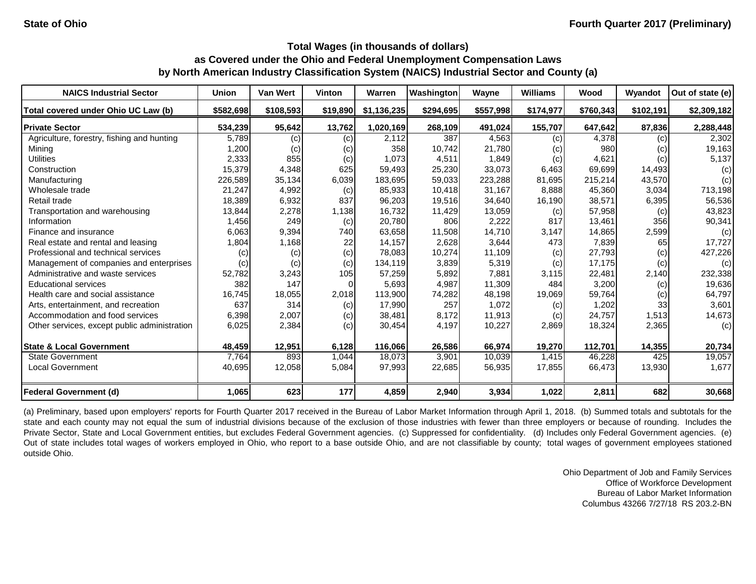State of Ohio

Fourth Quarter 2017 (Preliminary)

**Total Wages (in thousands of dollars)**
**as Covered under the Ohio and Federal Unemployment Compensation Laws**
**by North American Industry Classification System (NAICS) Industrial Sector and County (a)**

| NAICS Industrial Sector | Union | Van Wert | Vinton | Warren | Washington | Wayne | Williams | Wood | Wyandot | Out of state (e) |
|---|---|---|---|---|---|---|---|---|---|---|
| **Total covered under Ohio UC Law (b)** | **$582,698** | **$108,593** | **$19,890** | **$1,136,235** | **$294,695** | **$557,998** | **$174,977** | **$760,343** | **$102,191** | **$2,309,182** |
| **Private Sector** | **534,239** | **95,642** | **13,762** | **1,020,169** | **268,109** | **491,024** | **155,707** | **647,642** | **87,836** | **2,288,448** |
| Agriculture, forestry, fishing and hunting | 5,789 | (c) | (c) | 2,112 | 387 | 4,563 | (c) | 4,378 | (c) | 2,302 |
| Mining | 1,200 | (c) | (c) | 358 | 10,742 | 21,780 | (c) | 980 | (c) | 19,163 |
| Utilities | 2,333 | 855 | (c) | 1,073 | 4,511 | 1,849 | (c) | 4,621 | (c) | 5,137 |
| Construction | 15,379 | 4,348 | 625 | 59,493 | 25,230 | 33,073 | 6,463 | 69,699 | 14,493 | (c) |
| Manufacturing | 226,589 | 35,134 | 6,039 | 183,695 | 59,033 | 223,288 | 81,695 | 215,214 | 43,570 | (c) |
| Wholesale trade | 21,247 | 4,992 | (c) | 85,933 | 10,418 | 31,167 | 8,888 | 45,360 | 3,034 | 713,198 |
| Retail trade | 18,389 | 6,932 | 837 | 96,203 | 19,516 | 34,640 | 16,190 | 38,571 | 6,395 | 56,536 |
| Transportation and warehousing | 13,844 | 2,278 | 1,138 | 16,732 | 11,429 | 13,059 | (c) | 57,958 | (c) | 43,823 |
| Information | 1,456 | 249 | (c) | 20,780 | 806 | 2,222 | 817 | 13,461 | 356 | 90,341 |
| Finance and insurance | 6,063 | 9,394 | 740 | 63,658 | 11,508 | 14,710 | 3,147 | 14,865 | 2,599 | (c) |
| Real estate and rental and leasing | 1,804 | 1,168 | 22 | 14,157 | 2,628 | 3,644 | 473 | 7,839 | 65 | 17,727 |
| Professional and technical services | (c) | (c) | (c) | 78,083 | 10,274 | 11,109 | (c) | 27,793 | (c) | 427,226 |
| Management of companies and enterprises | (c) | (c) | (c) | 134,119 | 3,839 | 5,319 | (c) | 17,175 | (c) | (c) |
| Administrative and waste services | 52,782 | 3,243 | 105 | 57,259 | 5,892 | 7,881 | 3,115 | 22,481 | 2,140 | 232,338 |
| Educational services | 382 | 147 | 0 | 5,693 | 4,987 | 11,309 | 484 | 3,200 | (c) | 19,636 |
| Health care and social assistance | 16,745 | 18,055 | 2,018 | 113,900 | 74,282 | 48,198 | 19,069 | 59,764 | (c) | 64,797 |
| Arts, entertainment, and recreation | 637 | 314 | (c) | 17,990 | 257 | 1,072 | (c) | 1,202 | 33 | 3,601 |
| Accommodation and food services | 6,398 | 2,007 | (c) | 38,481 | 8,172 | 11,913 | (c) | 24,757 | 1,513 | 14,673 |
| Other services, except public administration | 6,025 | 2,384 | (c) | 30,454 | 4,197 | 10,227 | 2,869 | 18,324 | 2,365 | (c) |
| **State & Local Government** | **48,459** | **12,951** | **6,128** | **116,066** | **26,586** | **66,974** | **19,270** | **112,701** | **14,355** | **20,734** |
| State Government | 7,764 | 893 | 1,044 | 18,073 | 3,901 | 10,039 | 1,415 | 46,228 | 425 | 19,057 |
| Local Government | 40,695 | 12,058 | 5,084 | 97,993 | 22,685 | 56,935 | 17,855 | 66,473 | 13,930 | 1,677 |
| **Federal Government (d)** | **1,065** | **623** | **177** | **4,859** | **2,940** | **3,934** | **1,022** | **2,811** | **682** | **30,668** |

(a) Preliminary, based upon employers' reports for Fourth Quarter 2017 received in the Bureau of Labor Market Information through April 1, 2018. (b) Summed totals and subtotals for the state and each county may not equal the sum of industrial divisions because of the exclusion of those industries with fewer than three employers or because of rounding. Includes the Private Sector, State and Local Government entities, but excludes Federal Government agencies. (c) Suppressed for confidentiality. (d) Includes only Federal Government agencies. (e) Out of state includes total wages of workers employed in Ohio, who report to a base outside Ohio, and are not classifiable by county; total wages of government employees stationed outside Ohio.

Ohio Department of Job and Family Services
Office of Workforce Development
Bureau of Labor Market Information
Columbus 43266 7/27/18 RS 203.2-BN